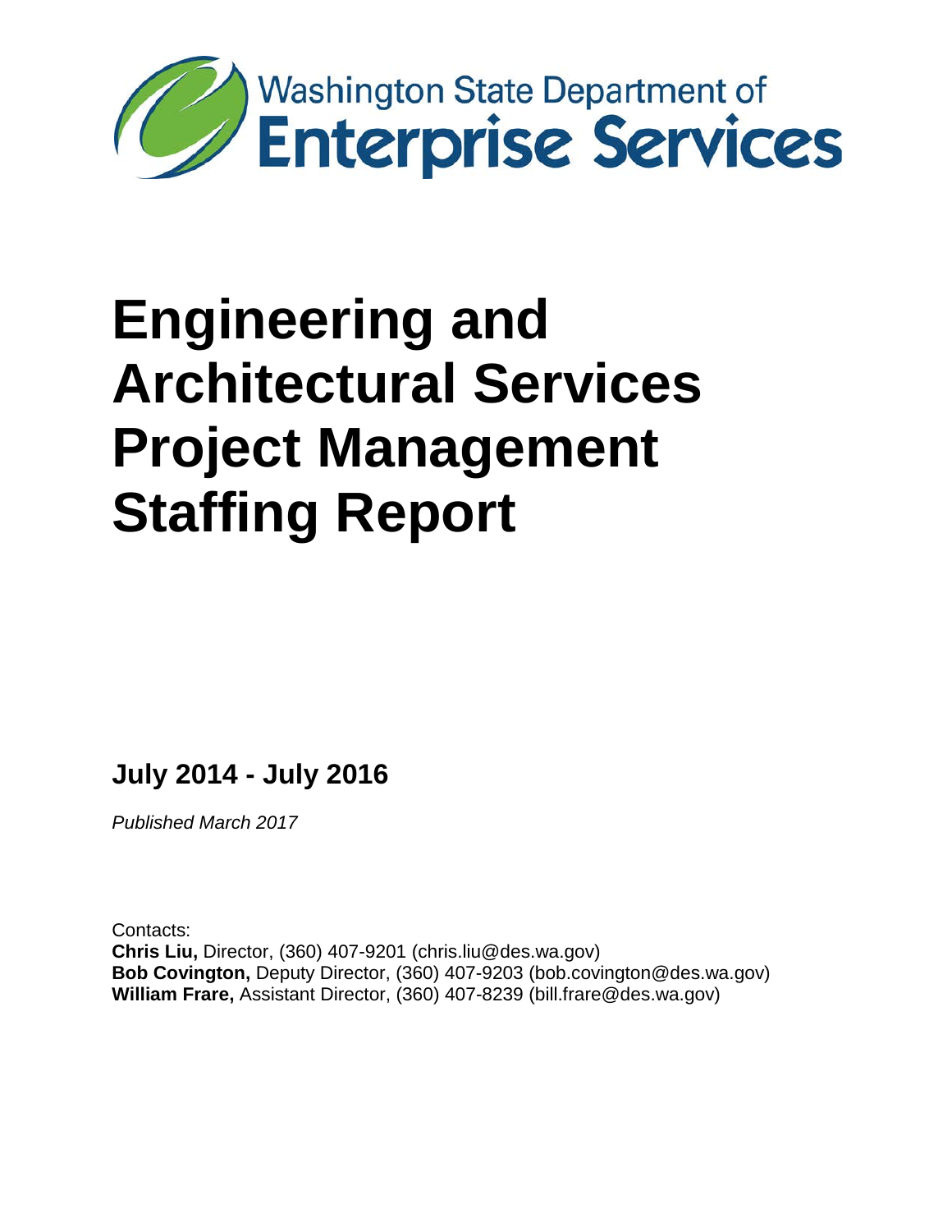Washington State Department of
**Enterprise Services**

# Engineering and Architectural Services Project Management Staffing Report

## July 2014 - July 2016

*Published March 2017*

Contacts:
**Chris Liu,** Director, (360) 407-9201 (chris.liu@des.wa.gov)
**Bob Covington,** Deputy Director, (360) 407-9203 (bob.covington@des.wa.gov)
**William Frare,** Assistant Director, (360) 407-8239 (bill.frare@des.wa.gov)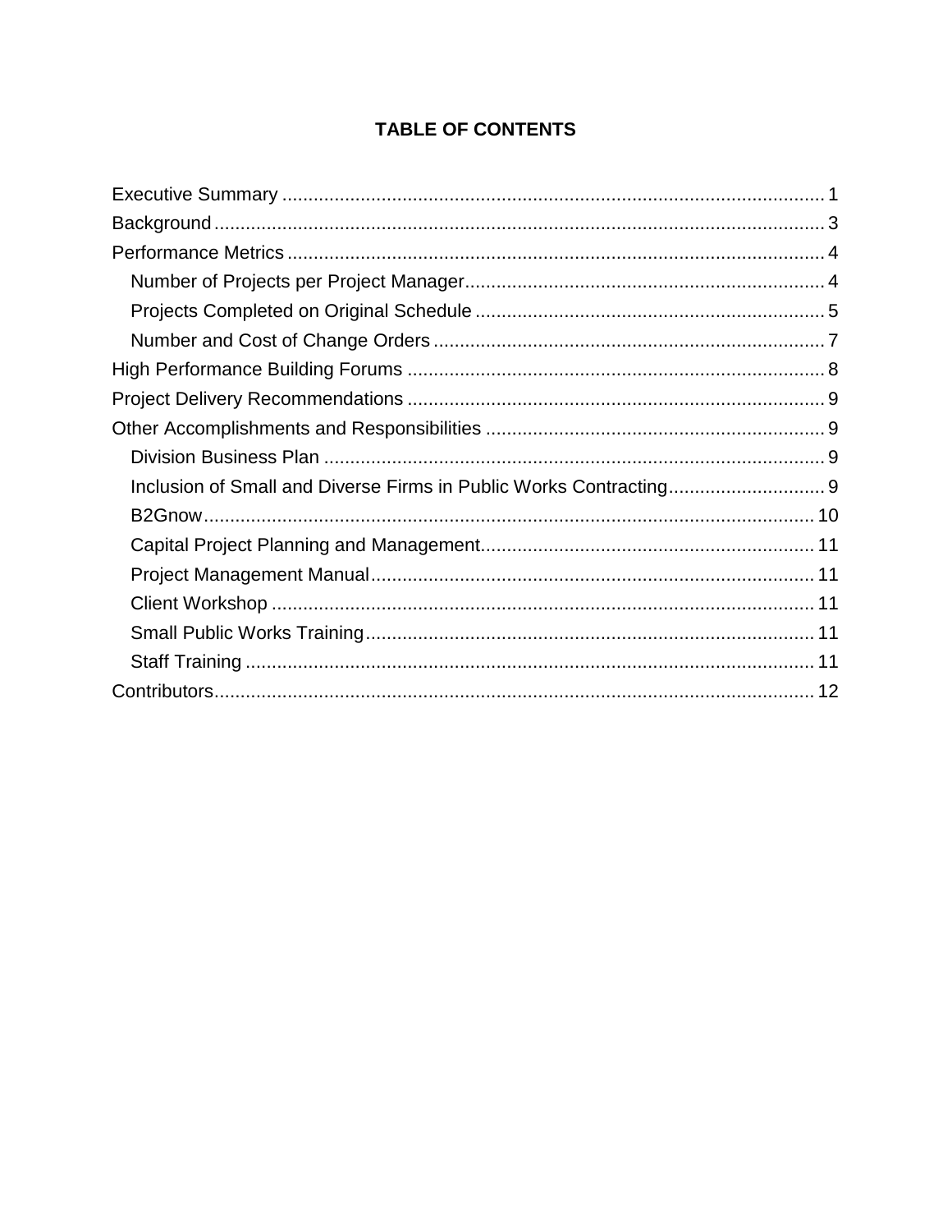# TABLE OF CONTENTS

Executive Summary ........................................................................................................ 1

Background ..................................................................................................................... 3

Performance Metrics ....................................................................................................... 4

- Number of Projects per Project Manager ..................................................................... 4
- Projects Completed on Original Schedule ................................................................... 5
- Number and Cost of Change Orders ........................................................................... 7

High Performance Building Forums ................................................................................ 8

Project Delivery Recommendations ................................................................................ 9

Other Accomplishments and Responsibilities ................................................................. 9

- Division Business Plan ................................................................................................ 9
- Inclusion of Small and Diverse Firms in Public Works Contracting .............................. 9
- B2Gnow ..................................................................................................................... 10
- Capital Project Planning and Management ................................................................ 11
- Project Management Manual ..................................................................................... 11
- Client Workshop ........................................................................................................ 11
- Small Public Works Training ...................................................................................... 11
- Staff Training ............................................................................................................. 11

Contributors .................................................................................................................. 12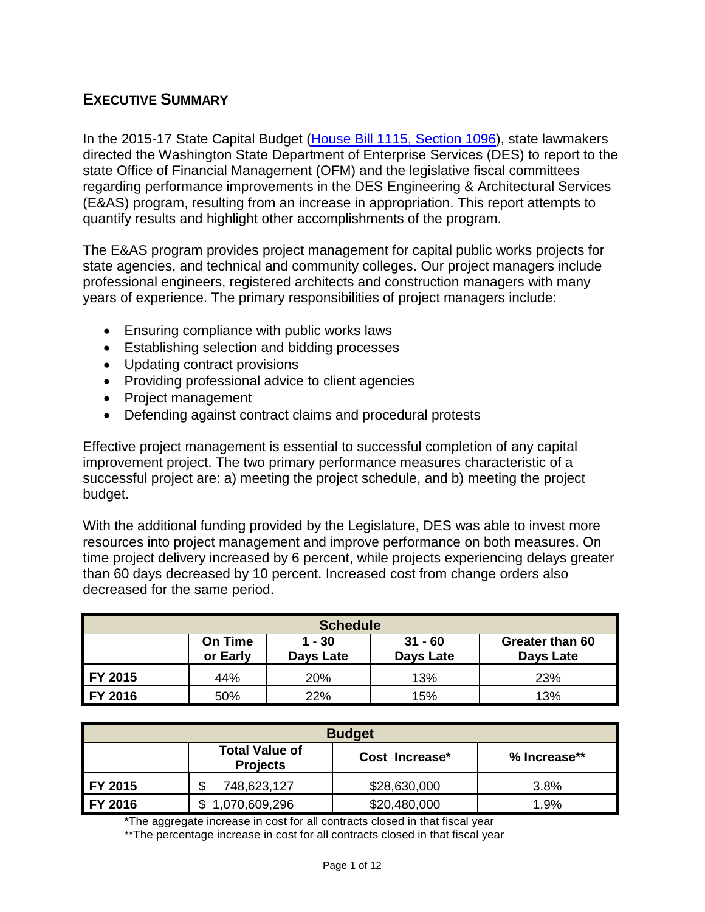## EXECUTIVE SUMMARY

In the 2015-17 State Capital Budget ([House Bill 1115, Section 1096](House Bill 1115, Section 1096)), state lawmakers directed the Washington State Department of Enterprise Services (DES) to report to the state Office of Financial Management (OFM) and the legislative fiscal committees regarding performance improvements in the DES Engineering & Architectural Services (E&AS) program, resulting from an increase in appropriation. This report attempts to quantify results and highlight other accomplishments of the program.

The E&AS program provides project management for capital public works projects for state agencies, and technical and community colleges. Our project managers include professional engineers, registered architects and construction managers with many years of experience. The primary responsibilities of project managers include:

- Ensuring compliance with public works laws
- Establishing selection and bidding processes
- Updating contract provisions
- Providing professional advice to client agencies
- Project management
- Defending against contract claims and procedural protests

Effective project management is essential to successful completion of any capital improvement project. The two primary performance measures characteristic of a successful project are: a) meeting the project schedule, and b) meeting the project budget.

With the additional funding provided by the Legislature, DES was able to invest more resources into project management and improve performance on both measures. On time project delivery increased by 6 percent, while projects experiencing delays greater than 60 days decreased by 10 percent. Increased cost from change orders also decreased for the same period.

| Schedule | | | | |
|---|---|---|---|---|
| | **On Time or Early** | **1 - 30 Days Late** | **31 - 60 Days Late** | **Greater than 60 Days Late** |
| **FY 2015** | 44% | 20% | 13% | 23% |
| **FY 2016** | 50% | 22% | 15% | 13% |

| Budget | | | |
|---|---|---|---|
| | **Total Value of Projects** | **Cost Increase*** | **% Increase**** |
| **FY 2015** | $ 748,623,127 | $28,630,000 | 3.8% |
| **FY 2016** | $ 1,070,609,296 | $20,480,000 | 1.9% |

*The aggregate increase in cost for all contracts closed in that fiscal year

**The percentage increase in cost for all contracts closed in that fiscal year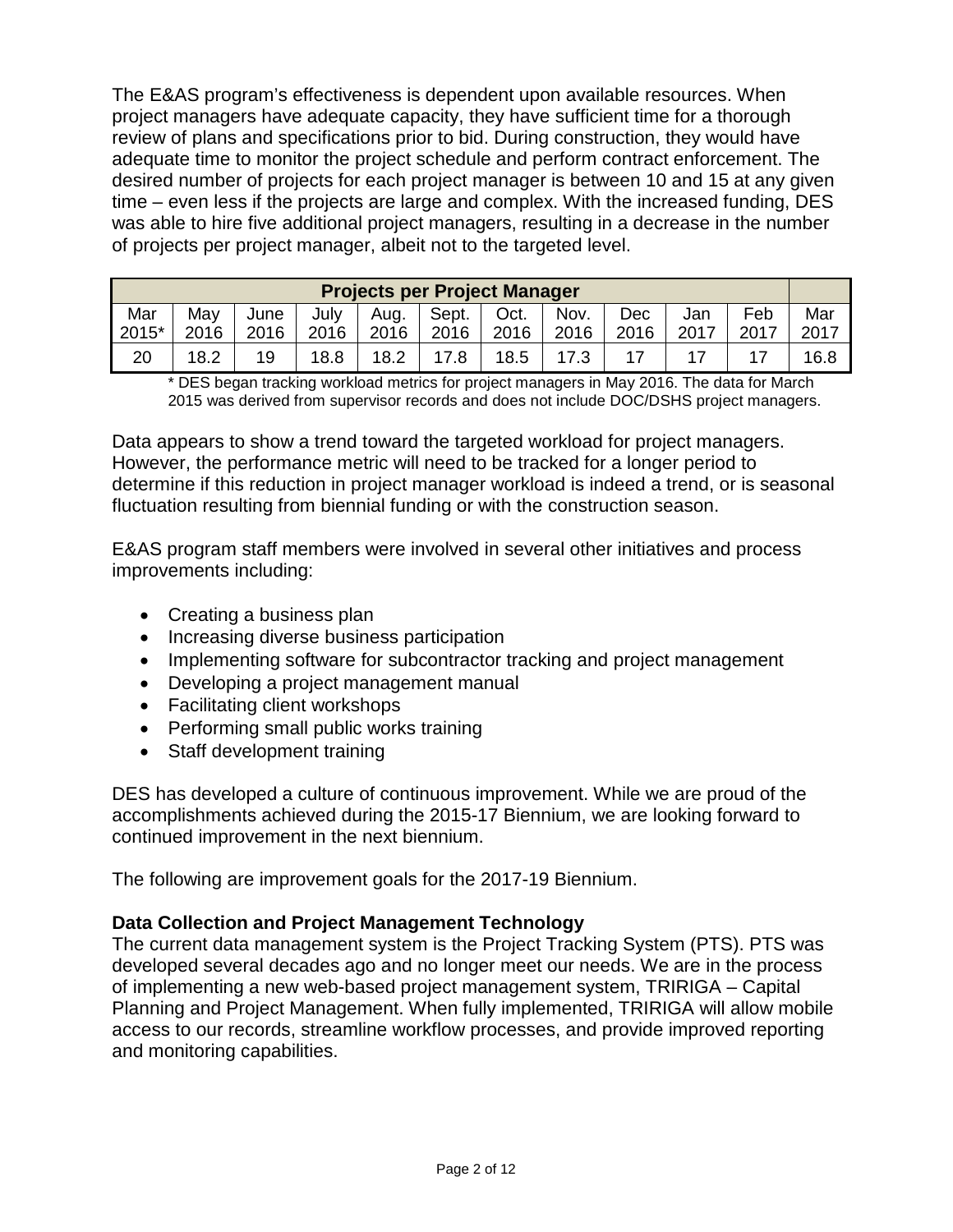The E&AS program's effectiveness is dependent upon available resources. When project managers have adequate capacity, they have sufficient time for a thorough review of plans and specifications prior to bid. During construction, they would have adequate time to monitor the project schedule and perform contract enforcement. The desired number of projects for each project manager is between 10 and 15 at any given time – even less if the projects are large and complex. With the increased funding, DES was able to hire five additional project managers, resulting in a decrease in the number of projects per project manager, albeit not to the targeted level.

| Projects per Project Manager | | | | | | | | | | | |
|---|---|---|---|---|---|---|---|---|---|---|---|
| Mar 2015* | May 2016 | June 2016 | July 2016 | Aug. 2016 | Sept. 2016 | Oct. 2016 | Nov. 2016 | Dec 2016 | Jan 2017 | Feb 2017 | Mar 2017 |
| 20 | 18.2 | 19 | 18.8 | 18.2 | 17.8 | 18.5 | 17.3 | 17 | 17 | 17 | 16.8 |

\* DES began tracking workload metrics for project managers in May 2016. The data for March 2015 was derived from supervisor records and does not include DOC/DSHS project managers.

Data appears to show a trend toward the targeted workload for project managers. However, the performance metric will need to be tracked for a longer period to determine if this reduction in project manager workload is indeed a trend, or is seasonal fluctuation resulting from biennial funding or with the construction season.

E&AS program staff members were involved in several other initiatives and process improvements including:

- Creating a business plan
- Increasing diverse business participation
- Implementing software for subcontractor tracking and project management
- Developing a project management manual
- Facilitating client workshops
- Performing small public works training
- Staff development training

DES has developed a culture of continuous improvement. While we are proud of the accomplishments achieved during the 2015-17 Biennium, we are looking forward to continued improvement in the next biennium.

The following are improvement goals for the 2017-19 Biennium.

**Data Collection and Project Management Technology**

The current data management system is the Project Tracking System (PTS). PTS was developed several decades ago and no longer meet our needs. We are in the process of implementing a new web-based project management system, TRIRIGA – Capital Planning and Project Management. When fully implemented, TRIRIGA will allow mobile access to our records, streamline workflow processes, and provide improved reporting and monitoring capabilities.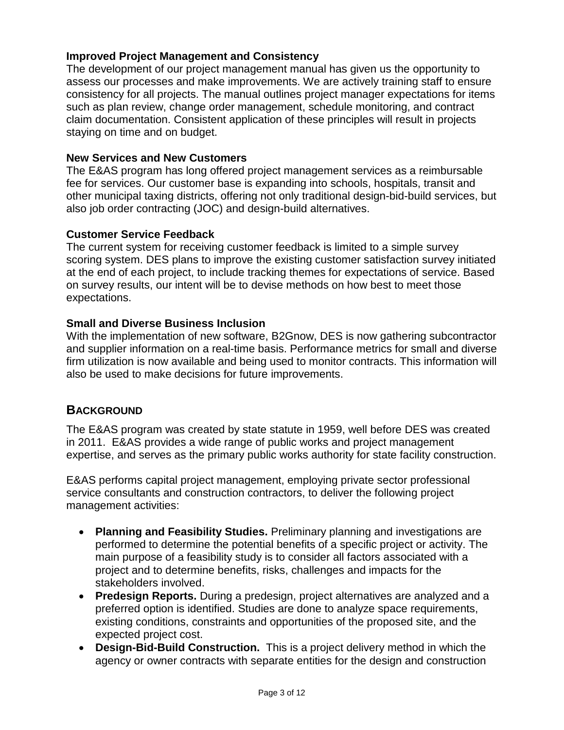### Improved Project Management and Consistency

The development of our project management manual has given us the opportunity to assess our processes and make improvements. We are actively training staff to ensure consistency for all projects. The manual outlines project manager expectations for items such as plan review, change order management, schedule monitoring, and contract claim documentation. Consistent application of these principles will result in projects staying on time and on budget.

### New Services and New Customers

The E&AS program has long offered project management services as a reimbursable fee for services. Our customer base is expanding into schools, hospitals, transit and other municipal taxing districts, offering not only traditional design-bid-build services, but also job order contracting (JOC) and design-build alternatives.

### Customer Service Feedback

The current system for receiving customer feedback is limited to a simple survey scoring system. DES plans to improve the existing customer satisfaction survey initiated at the end of each project, to include tracking themes for expectations of service. Based on survey results, our intent will be to devise methods on how best to meet those expectations.

### Small and Diverse Business Inclusion

With the implementation of new software, B2Gnow, DES is now gathering subcontractor and supplier information on a real-time basis. Performance metrics for small and diverse firm utilization is now available and being used to monitor contracts. This information will also be used to make decisions for future improvements.

## Background

The E&AS program was created by state statute in 1959, well before DES was created in 2011. E&AS provides a wide range of public works and project management expertise, and serves as the primary public works authority for state facility construction.

E&AS performs capital project management, employing private sector professional service consultants and construction contractors, to deliver the following project management activities:

- **Planning and Feasibility Studies.** Preliminary planning and investigations are performed to determine the potential benefits of a specific project or activity. The main purpose of a feasibility study is to consider all factors associated with a project and to determine benefits, risks, challenges and impacts for the stakeholders involved.
- **Predesign Reports.** During a predesign, project alternatives are analyzed and a preferred option is identified. Studies are done to analyze space requirements, existing conditions, constraints and opportunities of the proposed site, and the expected project cost.
- **Design-Bid-Build Construction.** This is a project delivery method in which the agency or owner contracts with separate entities for the design and construction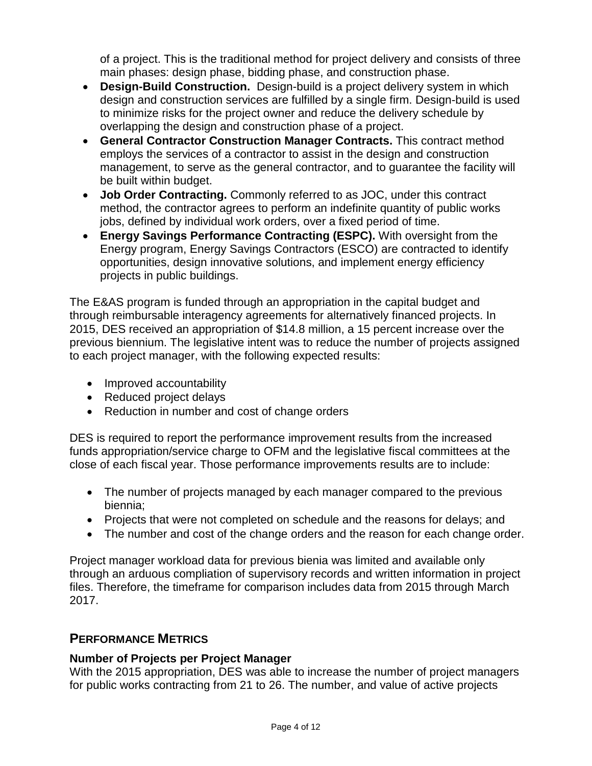of a project. This is the traditional method for project delivery and consists of three main phases: design phase, bidding phase, and construction phase.

- **Design-Build Construction.** Design-build is a project delivery system in which design and construction services are fulfilled by a single firm. Design-build is used to minimize risks for the project owner and reduce the delivery schedule by overlapping the design and construction phase of a project.
- **General Contractor Construction Manager Contracts.** This contract method employs the services of a contractor to assist in the design and construction management, to serve as the general contractor, and to guarantee the facility will be built within budget.
- **Job Order Contracting.** Commonly referred to as JOC, under this contract method, the contractor agrees to perform an indefinite quantity of public works jobs, defined by individual work orders, over a fixed period of time.
- **Energy Savings Performance Contracting (ESPC).** With oversight from the Energy program, Energy Savings Contractors (ESCO) are contracted to identify opportunities, design innovative solutions, and implement energy efficiency projects in public buildings.

The E&AS program is funded through an appropriation in the capital budget and through reimbursable interagency agreements for alternatively financed projects. In 2015, DES received an appropriation of $14.8 million, a 15 percent increase over the previous biennium. The legislative intent was to reduce the number of projects assigned to each project manager, with the following expected results:

- Improved accountability
- Reduced project delays
- Reduction in number and cost of change orders

DES is required to report the performance improvement results from the increased funds appropriation/service charge to OFM and the legislative fiscal committees at the close of each fiscal year. Those performance improvements results are to include:

- The number of projects managed by each manager compared to the previous biennia;
- Projects that were not completed on schedule and the reasons for delays; and
- The number and cost of the change orders and the reason for each change order.

Project manager workload data for previous bienia was limited and available only through an arduous compliation of supervisory records and written information in project files. Therefore, the timeframe for comparison includes data from 2015 through March 2017.

## PERFORMANCE METRICS

### Number of Projects per Project Manager

With the 2015 appropriation, DES was able to increase the number of project managers for public works contracting from 21 to 26. The number, and value of active projects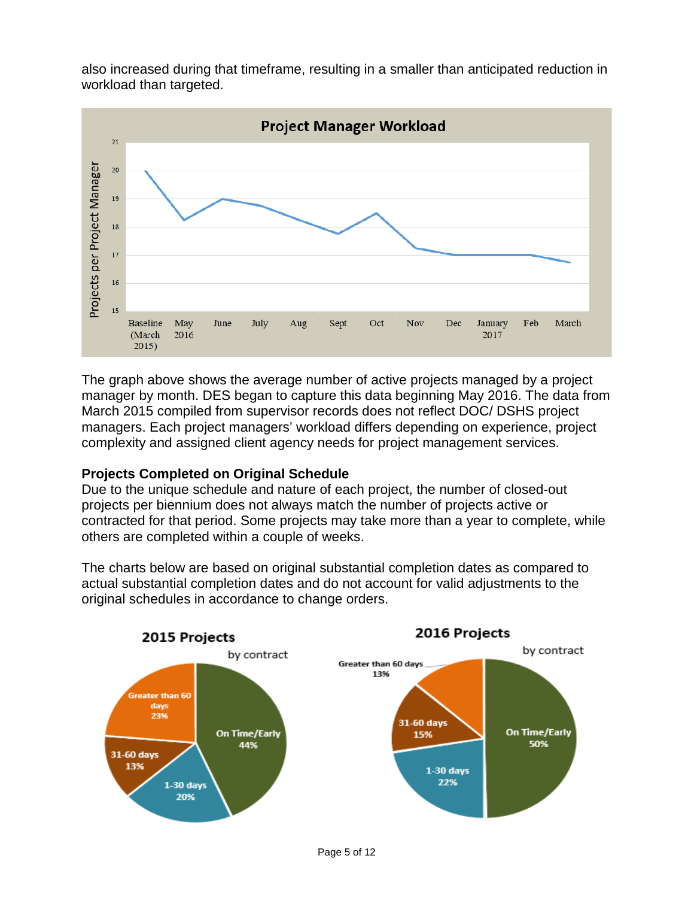also increased during that timeframe, resulting in a smaller than anticipated reduction in workload than targeted.

The graph above shows the average number of active projects managed by a project manager by month. DES began to capture this data beginning May 2016. The data from March 2015 compiled from supervisor records does not reflect DOC/ DSHS project managers. Each project managers' workload differs depending on experience, project complexity and assigned client agency needs for project management services.

**Projects Completed on Original Schedule**

Due to the unique schedule and nature of each project, the number of closed-out projects per biennium does not always match the number of projects active or contracted for that period. Some projects may take more than a year to complete, while others are completed within a couple of weeks.

The charts below are based on original substantial completion dates as compared to actual substantial completion dates and do not account for valid adjustments to the original schedules in accordance to change orders.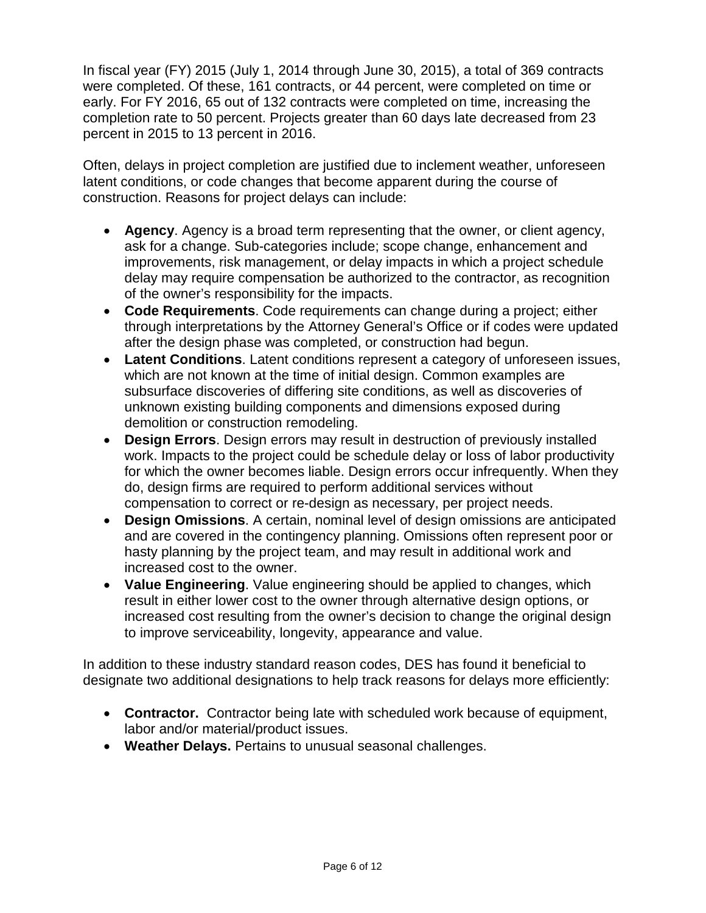In fiscal year (FY) 2015 (July 1, 2014 through June 30, 2015), a total of 369 contracts were completed. Of these, 161 contracts, or 44 percent, were completed on time or early. For FY 2016, 65 out of 132 contracts were completed on time, increasing the completion rate to 50 percent. Projects greater than 60 days late decreased from 23 percent in 2015 to 13 percent in 2016.

Often, delays in project completion are justified due to inclement weather, unforeseen latent conditions, or code changes that become apparent during the course of construction. Reasons for project delays can include:

- **Agency**. Agency is a broad term representing that the owner, or client agency, ask for a change. Sub-categories include; scope change, enhancement and improvements, risk management, or delay impacts in which a project schedule delay may require compensation be authorized to the contractor, as recognition of the owner's responsibility for the impacts.
- **Code Requirements**. Code requirements can change during a project; either through interpretations by the Attorney General's Office or if codes were updated after the design phase was completed, or construction had begun.
- **Latent Conditions**. Latent conditions represent a category of unforeseen issues, which are not known at the time of initial design. Common examples are subsurface discoveries of differing site conditions, as well as discoveries of unknown existing building components and dimensions exposed during demolition or construction remodeling.
- **Design Errors**. Design errors may result in destruction of previously installed work. Impacts to the project could be schedule delay or loss of labor productivity for which the owner becomes liable. Design errors occur infrequently. When they do, design firms are required to perform additional services without compensation to correct or re-design as necessary, per project needs.
- **Design Omissions**. A certain, nominal level of design omissions are anticipated and are covered in the contingency planning. Omissions often represent poor or hasty planning by the project team, and may result in additional work and increased cost to the owner.
- **Value Engineering**. Value engineering should be applied to changes, which result in either lower cost to the owner through alternative design options, or increased cost resulting from the owner's decision to change the original design to improve serviceability, longevity, appearance and value.

In addition to these industry standard reason codes, DES has found it beneficial to designate two additional designations to help track reasons for delays more efficiently:

- **Contractor.** Contractor being late with scheduled work because of equipment, labor and/or material/product issues.
- **Weather Delays.** Pertains to unusual seasonal challenges.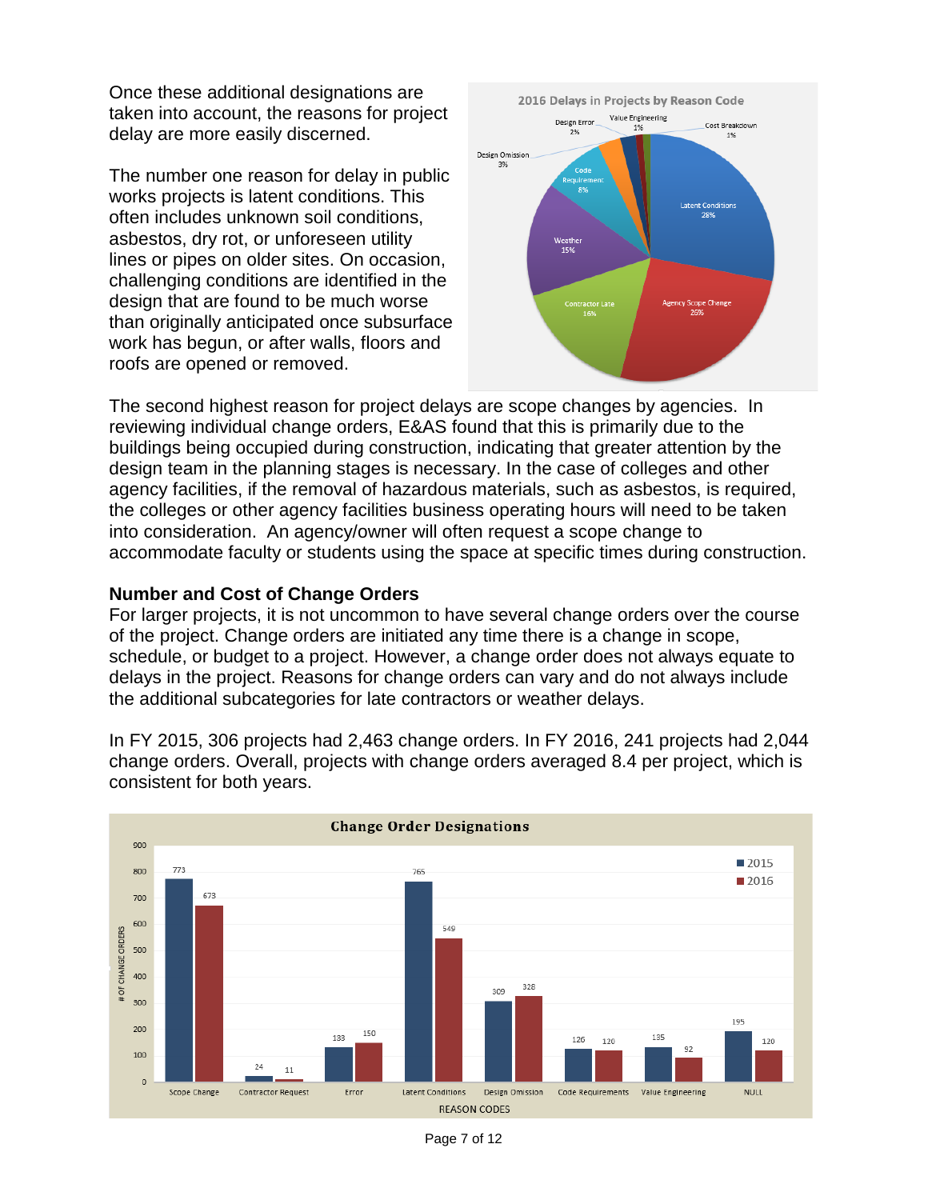Once these additional designations are taken into account, the reasons for project delay are more easily discerned.

The number one reason for delay in public works projects is latent conditions. This often includes unknown soil conditions, asbestos, dry rot, or unforeseen utility lines or pipes on older sites. On occasion, challenging conditions are identified in the design that are found to be much worse than originally anticipated once subsurface work has begun, or after walls, floors and roofs are opened or removed.

**2016 Delays in Projects by Reason Code**

| Reason Code | Percent |
|---|---|
| Latent Conditions | 28% |
| Agency Scope Change | 26% |
| Contractor Late | 16% |
| Weather | 15% |
| Code Requirement | 8% |
| Design Omission | 3% |
| Design Error | 2% |
| Value Engineering | 1% |
| Cost Breakdown | 1% |

The second highest reason for project delays are scope changes by agencies. In reviewing individual change orders, E&AS found that this is primarily due to the buildings being occupied during construction, indicating that greater attention by the design team in the planning stages is necessary. In the case of colleges and other agency facilities, if the removal of hazardous materials, such as asbestos, is required, the colleges or other agency facilities business operating hours will need to be taken into consideration. An agency/owner will often request a scope change to accommodate faculty or students using the space at specific times during construction.

## Number and Cost of Change Orders

For larger projects, it is not uncommon to have several change orders over the course of the project. Change orders are initiated any time there is a change in scope, schedule, or budget to a project. However, a change order does not always equate to delays in the project. Reasons for change orders can vary and do not always include the additional subcategories for late contractors or weather delays.

In FY 2015, 306 projects had 2,463 change orders. In FY 2016, 241 projects had 2,044 change orders. Overall, projects with change orders averaged 8.4 per project, which is consistent for both years.

**Change Order Designations**

| Reason Codes | 2015 | 2016 |
|---|---|---|
| Scope Change | 773 | 673 |
| Contractor Request | 24 | 11 |
| Error | 133 | 150 |
| Latent Conditions | 765 | 549 |
| Design Omission | 309 | 328 |
| Code Requirements | 126 | 120 |
| Value Engineering | 135 | 92 |
| NULL | 195 | 120 |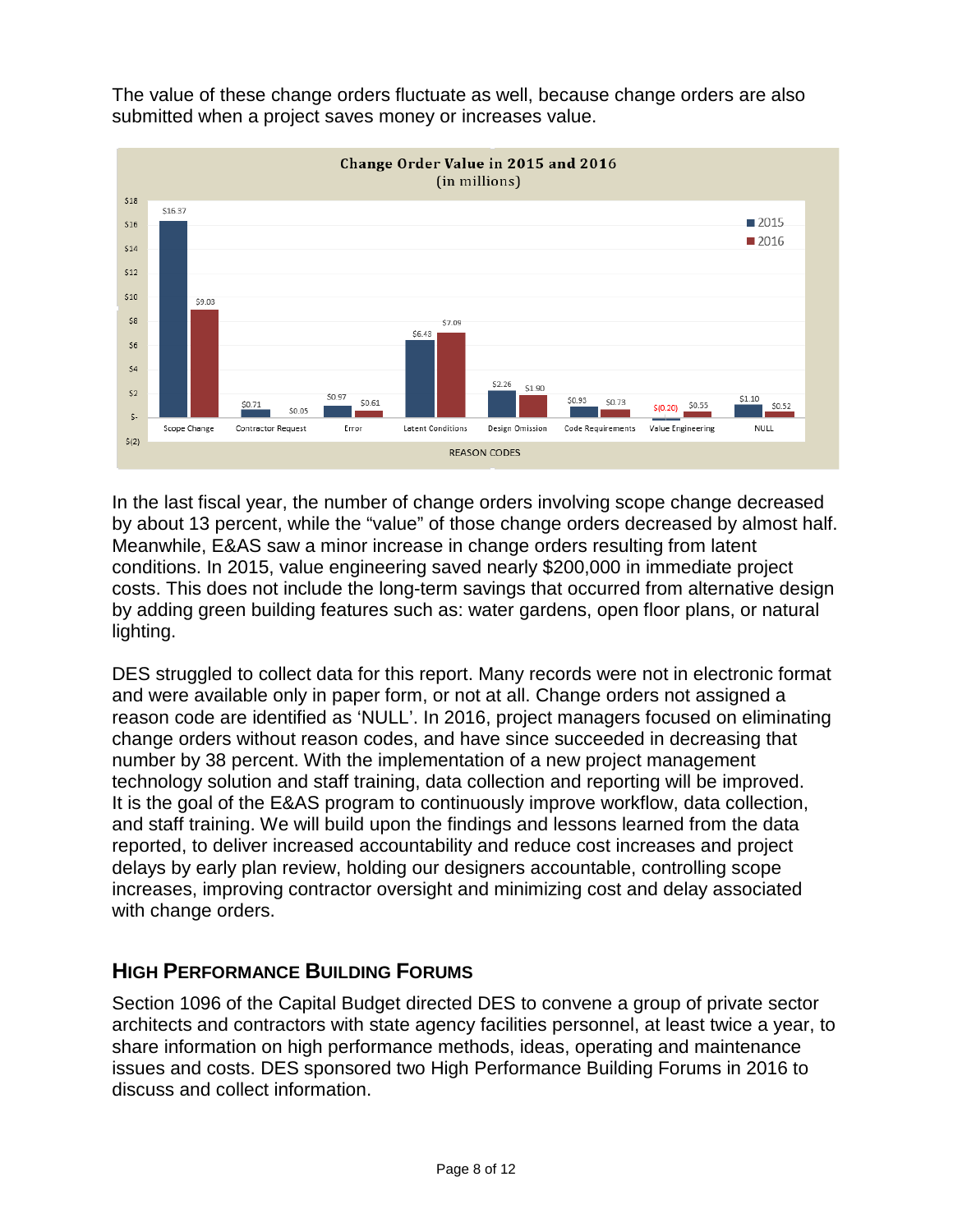The value of these change orders fluctuate as well, because change orders are also submitted when a project saves money or increases value.

**Change Order Value in 2015 and 2016**
(in millions)

| Reason Codes | 2015 | 2016 |
|---|---|---|
| Scope Change | $16.37 | $9.03 |
| Contractor Request | $0.71 | $0.05 |
| Error | $0.97 | $0.61 |
| Latent Conditions | $6.43 | $7.09 |
| Design Omission | $2.26 | $1.90 |
| Code Requirements | $0.93 | $0.73 |
| Value Engineering | $(0.20) | $0.55 |
| NULL | $1.10 | $0.52 |

In the last fiscal year, the number of change orders involving scope change decreased by about 13 percent, while the "value" of those change orders decreased by almost half. Meanwhile, E&AS saw a minor increase in change orders resulting from latent conditions. In 2015, value engineering saved nearly $200,000 in immediate project costs. This does not include the long-term savings that occurred from alternative design by adding green building features such as: water gardens, open floor plans, or natural lighting.

DES struggled to collect data for this report. Many records were not in electronic format and were available only in paper form, or not at all. Change orders not assigned a reason code are identified as 'NULL'. In 2016, project managers focused on eliminating change orders without reason codes, and have since succeeded in decreasing that number by 38 percent. With the implementation of a new project management technology solution and staff training, data collection and reporting will be improved. It is the goal of the E&AS program to continuously improve workflow, data collection, and staff training. We will build upon the findings and lessons learned from the data reported, to deliver increased accountability and reduce cost increases and project delays by early plan review, holding our designers accountable, controlling scope increases, improving contractor oversight and minimizing cost and delay associated with change orders.

## High Performance Building Forums

Section 1096 of the Capital Budget directed DES to convene a group of private sector architects and contractors with state agency facilities personnel, at least twice a year, to share information on high performance methods, ideas, operating and maintenance issues and costs. DES sponsored two High Performance Building Forums in 2016 to discuss and collect information.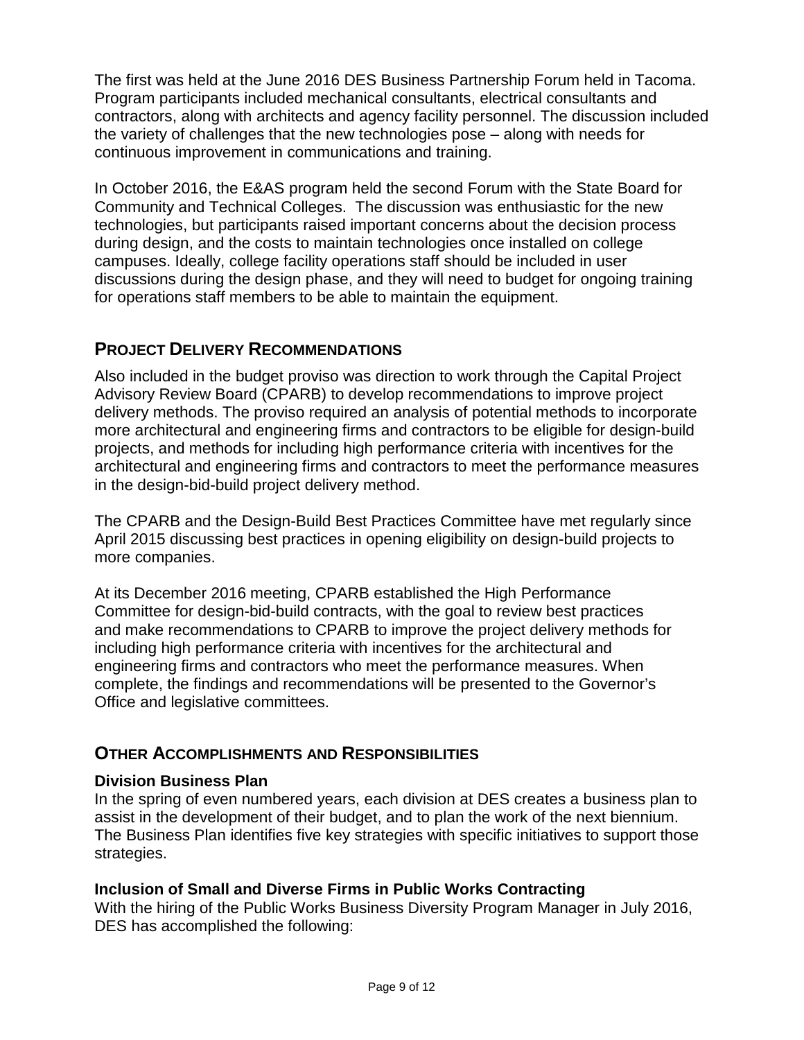The first was held at the June 2016 DES Business Partnership Forum held in Tacoma. Program participants included mechanical consultants, electrical consultants and contractors, along with architects and agency facility personnel. The discussion included the variety of challenges that the new technologies pose – along with needs for continuous improvement in communications and training.

In October 2016, the E&AS program held the second Forum with the State Board for Community and Technical Colleges. The discussion was enthusiastic for the new technologies, but participants raised important concerns about the decision process during design, and the costs to maintain technologies once installed on college campuses. Ideally, college facility operations staff should be included in user discussions during the design phase, and they will need to budget for ongoing training for operations staff members to be able to maintain the equipment.

## PROJECT DELIVERY RECOMMENDATIONS

Also included in the budget proviso was direction to work through the Capital Project Advisory Review Board (CPARB) to develop recommendations to improve project delivery methods. The proviso required an analysis of potential methods to incorporate more architectural and engineering firms and contractors to be eligible for design-build projects, and methods for including high performance criteria with incentives for the architectural and engineering firms and contractors to meet the performance measures in the design-bid-build project delivery method.

The CPARB and the Design-Build Best Practices Committee have met regularly since April 2015 discussing best practices in opening eligibility on design-build projects to more companies.

At its December 2016 meeting, CPARB established the High Performance Committee for design-bid-build contracts, with the goal to review best practices and make recommendations to CPARB to improve the project delivery methods for including high performance criteria with incentives for the architectural and engineering firms and contractors who meet the performance measures. When complete, the findings and recommendations will be presented to the Governor's Office and legislative committees.

## OTHER ACCOMPLISHMENTS AND RESPONSIBILITIES

### Division Business Plan

In the spring of even numbered years, each division at DES creates a business plan to assist in the development of their budget, and to plan the work of the next biennium. The Business Plan identifies five key strategies with specific initiatives to support those strategies.

### Inclusion of Small and Diverse Firms in Public Works Contracting

With the hiring of the Public Works Business Diversity Program Manager in July 2016, DES has accomplished the following: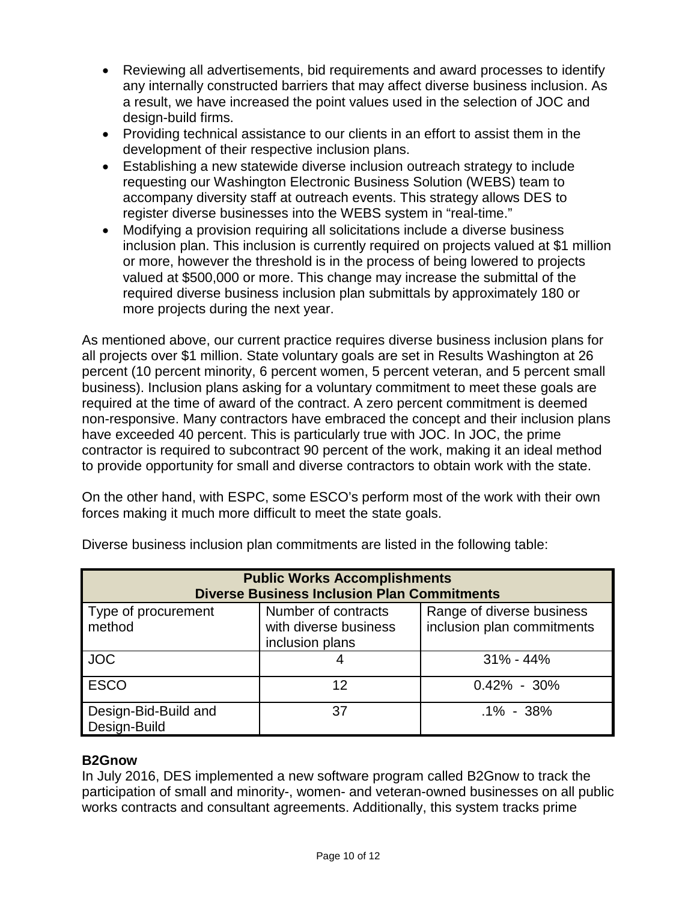- Reviewing all advertisements, bid requirements and award processes to identify any internally constructed barriers that may affect diverse business inclusion. As a result, we have increased the point values used in the selection of JOC and design-build firms.
- Providing technical assistance to our clients in an effort to assist them in the development of their respective inclusion plans.
- Establishing a new statewide diverse inclusion outreach strategy to include requesting our Washington Electronic Business Solution (WEBS) team to accompany diversity staff at outreach events. This strategy allows DES to register diverse businesses into the WEBS system in "real-time."
- Modifying a provision requiring all solicitations include a diverse business inclusion plan. This inclusion is currently required on projects valued at $1 million or more, however the threshold is in the process of being lowered to projects valued at $500,000 or more. This change may increase the submittal of the required diverse business inclusion plan submittals by approximately 180 or more projects during the next year.

As mentioned above, our current practice requires diverse business inclusion plans for all projects over $1 million. State voluntary goals are set in Results Washington at 26 percent (10 percent minority, 6 percent women, 5 percent veteran, and 5 percent small business). Inclusion plans asking for a voluntary commitment to meet these goals are required at the time of award of the contract. A zero percent commitment is deemed non-responsive. Many contractors have embraced the concept and their inclusion plans have exceeded 40 percent. This is particularly true with JOC. In JOC, the prime contractor is required to subcontract 90 percent of the work, making it an ideal method to provide opportunity for small and diverse contractors to obtain work with the state.

On the other hand, with ESPC, some ESCO's perform most of the work with their own forces making it much more difficult to meet the state goals.

Diverse business inclusion plan commitments are listed in the following table:

| Public Works Accomplishments<br>Diverse Business Inclusion Plan Commitments | | |
|---|---|---|
| Type of procurement method | Number of contracts with diverse business inclusion plans | Range of diverse business inclusion plan commitments |
| JOC | 4 | 31% - 44% |
| ESCO | 12 | 0.42% - 30% |
| Design-Bid-Build and Design-Build | 37 | .1% - 38% |

**B2Gnow**

In July 2016, DES implemented a new software program called B2Gnow to track the participation of small and minority-, women- and veteran-owned businesses on all public works contracts and consultant agreements. Additionally, this system tracks prime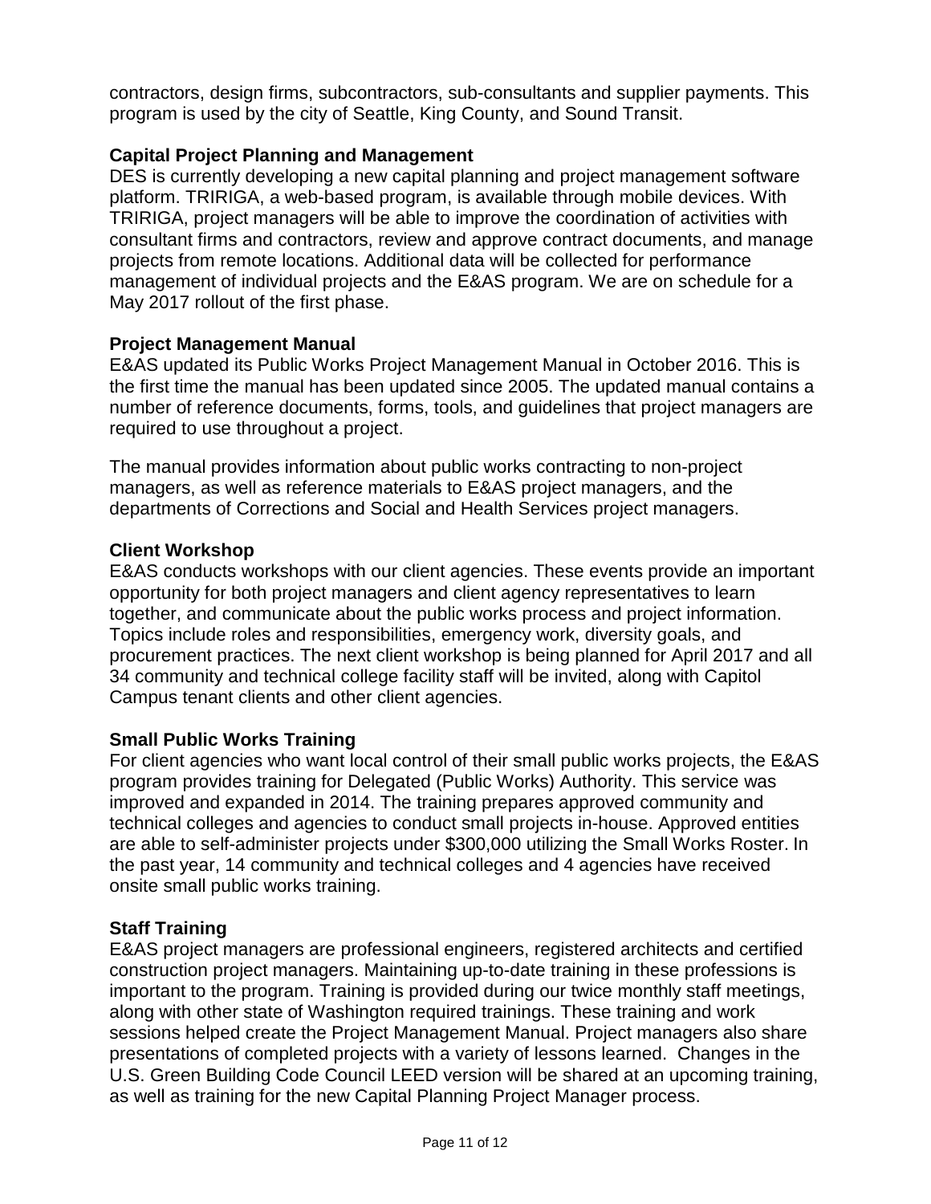contractors, design firms, subcontractors, sub-consultants and supplier payments. This program is used by the city of Seattle, King County, and Sound Transit.

**Capital Project Planning and Management**

DES is currently developing a new capital planning and project management software platform. TRIRIGA, a web-based program, is available through mobile devices. With TRIRIGA, project managers will be able to improve the coordination of activities with consultant firms and contractors, review and approve contract documents, and manage projects from remote locations. Additional data will be collected for performance management of individual projects and the E&AS program. We are on schedule for a May 2017 rollout of the first phase.

**Project Management Manual**

E&AS updated its Public Works Project Management Manual in October 2016. This is the first time the manual has been updated since 2005. The updated manual contains a number of reference documents, forms, tools, and guidelines that project managers are required to use throughout a project.

The manual provides information about public works contracting to non-project managers, as well as reference materials to E&AS project managers, and the departments of Corrections and Social and Health Services project managers.

**Client Workshop**

E&AS conducts workshops with our client agencies. These events provide an important opportunity for both project managers and client agency representatives to learn together, and communicate about the public works process and project information. Topics include roles and responsibilities, emergency work, diversity goals, and procurement practices. The next client workshop is being planned for April 2017 and all 34 community and technical college facility staff will be invited, along with Capitol Campus tenant clients and other client agencies.

**Small Public Works Training**

For client agencies who want local control of their small public works projects, the E&AS program provides training for Delegated (Public Works) Authority. This service was improved and expanded in 2014. The training prepares approved community and technical colleges and agencies to conduct small projects in-house. Approved entities are able to self-administer projects under $300,000 utilizing the Small Works Roster. In the past year, 14 community and technical colleges and 4 agencies have received onsite small public works training.

**Staff Training**

E&AS project managers are professional engineers, registered architects and certified construction project managers. Maintaining up-to-date training in these professions is important to the program. Training is provided during our twice monthly staff meetings, along with other state of Washington required trainings. These training and work sessions helped create the Project Management Manual. Project managers also share presentations of completed projects with a variety of lessons learned. Changes in the U.S. Green Building Code Council LEED version will be shared at an upcoming training, as well as training for the new Capital Planning Project Manager process.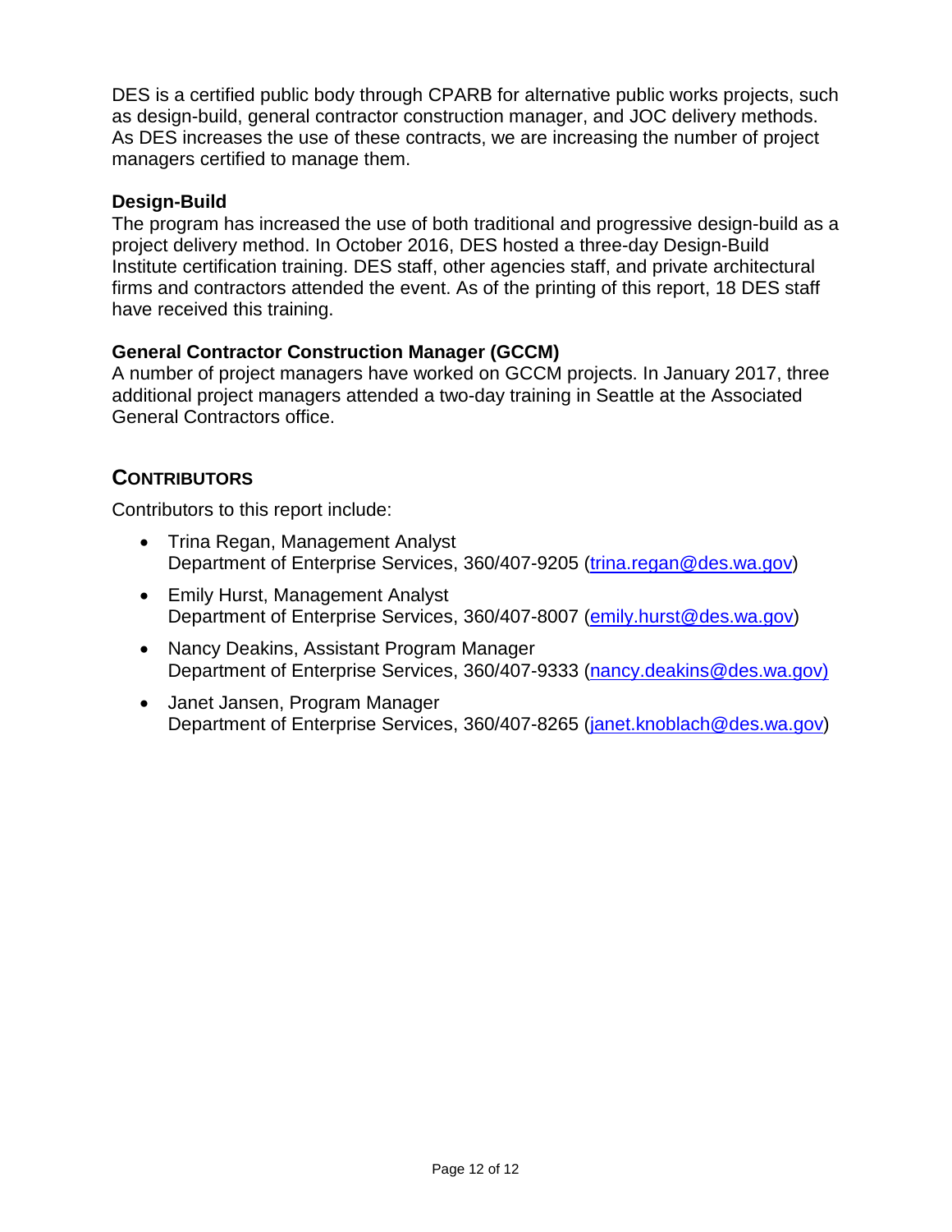DES is a certified public body through CPARB for alternative public works projects, such as design-build, general contractor construction manager, and JOC delivery methods. As DES increases the use of these contracts, we are increasing the number of project managers certified to manage them.

### Design-Build

The program has increased the use of both traditional and progressive design-build as a project delivery method. In October 2016, DES hosted a three-day Design-Build Institute certification training. DES staff, other agencies staff, and private architectural firms and contractors attended the event. As of the printing of this report, 18 DES staff have received this training.

### General Contractor Construction Manager (GCCM)

A number of project managers have worked on GCCM projects. In January 2017, three additional project managers attended a two-day training in Seattle at the Associated General Contractors office.

## Contributors

Contributors to this report include:

- Trina Regan, Management Analyst
  Department of Enterprise Services, 360/407-9205 (trina.regan@des.wa.gov)
- Emily Hurst, Management Analyst
  Department of Enterprise Services, 360/407-8007 (emily.hurst@des.wa.gov)
- Nancy Deakins, Assistant Program Manager
  Department of Enterprise Services, 360/407-9333 (nancy.deakins@des.wa.gov)
- Janet Jansen, Program Manager
  Department of Enterprise Services, 360/407-8265 (janet.knoblach@des.wa.gov)